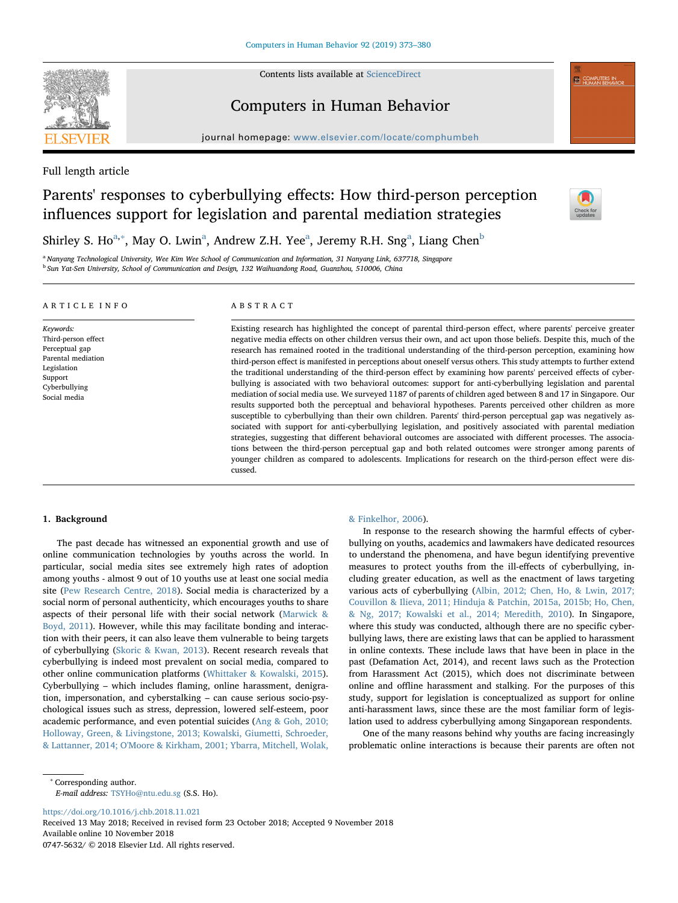Full length article

# Parents' responses to cyberbullying effects: How third-person perception influences support for legislation and parental mediation strategies

Shirley S. Ho[a,*], May O. Lwin[a], Andrew Z.H. Yee[a], Jeremy R.H. Sng[a], Liang Chen[b]

[a] Nanyang Technological University, Wee Kim Wee School of Communication and Information, 31 Nanyang Link, 637718, Singapore

[b] Sun Yat-Sen University, School of Communication and Design, 132 Waihuandong Road, Guanzhou, 510006, China

## ARTICLE INFO

*Keywords:*
Third-person effect
Perceptual gap
Parental mediation
Legislation
Support
Cyberbullying
Social media

## ABSTRACT

Existing research has highlighted the concept of parental third-person effect, where parents' perceive greater negative media effects on other children versus their own, and act upon those beliefs. Despite this, much of the research has remained rooted in the traditional understanding of the third-person perception, examining how third-person effect is manifested in perceptions about oneself versus others. This study attempts to further extend the traditional understanding of the third-person effect by examining how parents' perceived effects of cyberbullying is associated with two behavioral outcomes: support for anti-cyberbullying legislation and parental mediation of social media use. We surveyed 1187 of parents of children aged between 8 and 17 in Singapore. Our results supported both the perceptual and behavioral hypotheses. Parents perceived other children as more susceptible to cyberbullying than their own children. Parents' third-person perceptual gap was negatively associated with support for anti-cyberbullying legislation, and positively associated with parental mediation strategies, suggesting that different behavioral outcomes are associated with different processes. The associations between the third-person perceptual gap and both related outcomes were stronger among parents of younger children as compared to adolescents. Implications for research on the third-person effect were discussed.

## 1. Background

The past decade has witnessed an exponential growth and use of online communication technologies by youths across the world. In particular, social media sites see extremely high rates of adoption among youths - almost 9 out of 10 youths use at least one social media site (Pew Research Centre, 2018). Social media is characterized by a social norm of personal authenticity, which encourages youths to share aspects of their personal life with their social network (Marwick & Boyd, 2011). However, while this may facilitate bonding and interaction with their peers, it can also leave them vulnerable to being targets of cyberbullying (Skoric & Kwan, 2013). Recent research reveals that cyberbullying is indeed most prevalent on social media, compared to other online communication platforms (Whittaker & Kowalski, 2015). Cyberbullying – which includes flaming, online harassment, denigration, impersonation, and cyberstalking – can cause serious socio-psychological issues such as stress, depression, lowered self-esteem, poor academic performance, and even potential suicides (Ang & Goh, 2010; Holloway, Green, & Livingstone, 2013; Kowalski, Giumetti, Schroeder, & Lattanner, 2014; O'Moore & Kirkham, 2001; Ybarra, Mitchell, Wolak, & Finkelhor, 2006).

In response to the research showing the harmful effects of cyberbullying on youths, academics and lawmakers have dedicated resources to understand the phenomena, and have begun identifying preventive measures to protect youths from the ill-effects of cyberbullying, including greater education, as well as the enactment of laws targeting various acts of cyberbullying (Albin, 2012; Chen, Ho, & Lwin, 2017; Couvillon & Ilieva, 2011; Hinduja & Patchin, 2015a, 2015b; Ho, Chen, & Ng, 2017; Kowalski et al., 2014; Meredith, 2010). In Singapore, where this study was conducted, although there are no specific cyberbullying laws, there are existing laws that can be applied to harassment in online contexts. These include laws that have been in place in the past (Defamation Act, 2014), and recent laws such as the Protection from Harassment Act (2015), which does not discriminate between online and offline harassment and stalking. For the purposes of this study, support for legislation is conceptualized as support for online anti-harassment laws, since these are the most familiar form of legislation used to address cyberbullying among Singaporean respondents.

One of the many reasons behind why youths are facing increasingly problematic online interactions is because their parents are often not

* Corresponding author.
*E-mail address:* TSYHo@ntu.edu.sg (S.S. Ho).

https://doi.org/10.1016/j.chb.2018.11.021
Received 13 May 2018; Received in revised form 23 October 2018; Accepted 9 November 2018
Available online 10 November 2018
0747-5632/ © 2018 Elsevier Ltd. All rights reserved.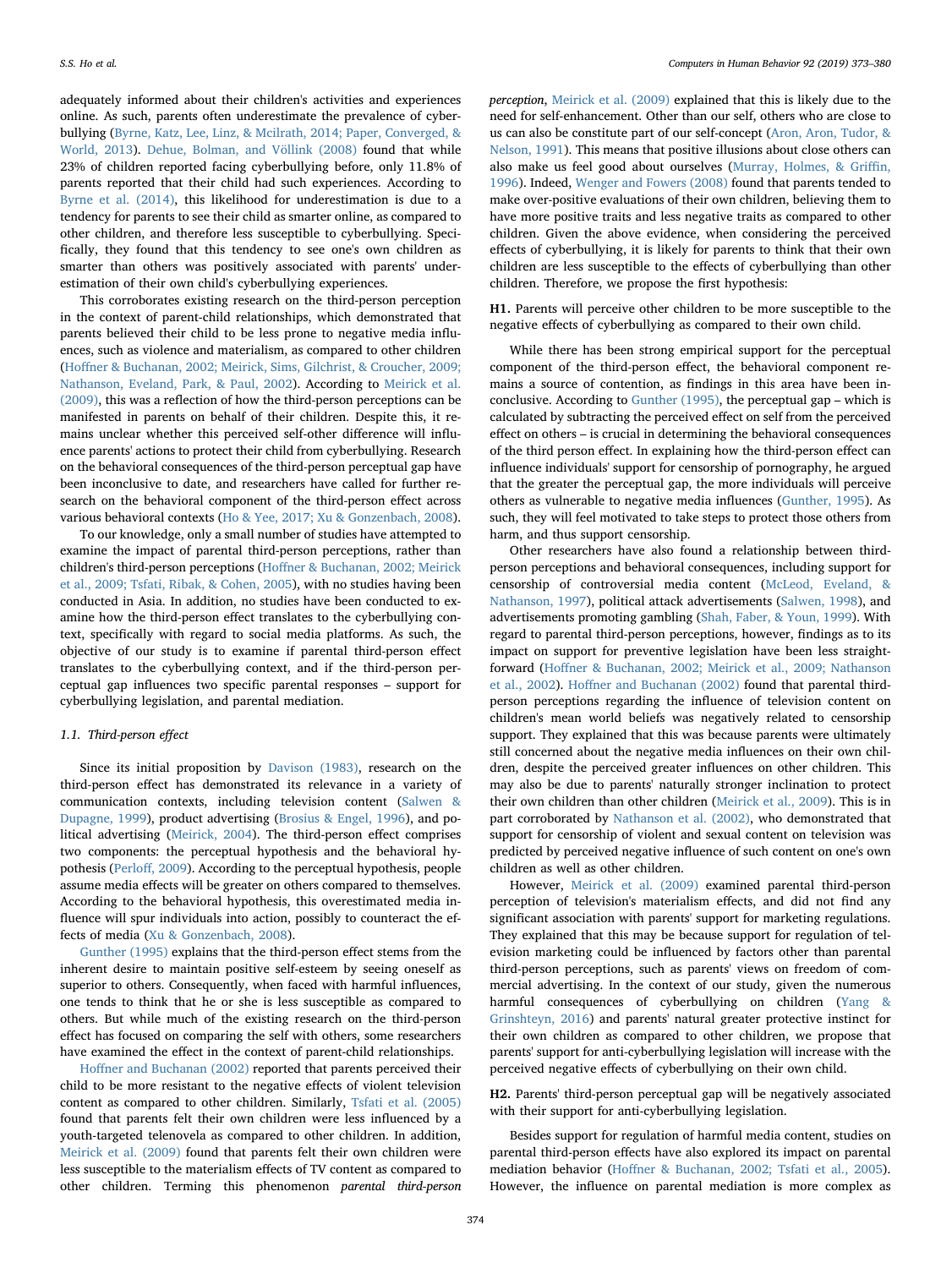adequately informed about their children's activities and experiences online. As such, parents often underestimate the prevalence of cyberbullying (Byrne, Katz, Lee, Linz, & Mcilrath, 2014; Paper, Converged, & World, 2013). Dehue, Bolman, and Völlink (2008) found that while 23% of children reported facing cyberbullying before, only 11.8% of parents reported that their child had such experiences. According to Byrne et al. (2014), this likelihood for underestimation is due to a tendency for parents to see their child as smarter online, as compared to other children, and therefore less susceptible to cyberbullying. Specifically, they found that this tendency to see one's own children as smarter than others was positively associated with parents' underestimation of their own child's cyberbullying experiences.

This corroborates existing research on the third-person perception in the context of parent-child relationships, which demonstrated that parents believed their child to be less prone to negative media influences, such as violence and materialism, as compared to other children (Hoffner & Buchanan, 2002; Meirick, Sims, Gilchrist, & Croucher, 2009; Nathanson, Eveland, Park, & Paul, 2002). According to Meirick et al. (2009), this was a reflection of how the third-person perceptions can be manifested in parents on behalf of their children. Despite this, it remains unclear whether this perceived self-other difference will influence parents' actions to protect their child from cyberbullying. Research on the behavioral consequences of the third-person perceptual gap have been inconclusive to date, and researchers have called for further research on the behavioral component of the third-person effect across various behavioral contexts (Ho & Yee, 2017; Xu & Gonzenbach, 2008).

To our knowledge, only a small number of studies have attempted to examine the impact of parental third-person perceptions, rather than children's third-person perceptions (Hoffner & Buchanan, 2002; Meirick et al., 2009; Tsfati, Ribak, & Cohen, 2005), with no studies having been conducted in Asia. In addition, no studies have been conducted to examine how the third-person effect translates to the cyberbullying context, specifically with regard to social media platforms. As such, the objective of our study is to examine if parental third-person effect translates to the cyberbullying context, and if the third-person perceptual gap influences two specific parental responses – support for cyberbullying legislation, and parental mediation.

### 1.1. Third-person effect

Since its initial proposition by Davison (1983), research on the third-person effect has demonstrated its relevance in a variety of communication contexts, including television content (Salwen & Dupagne, 1999), product advertising (Brosius & Engel, 1996), and political advertising (Meirick, 2004). The third-person effect comprises two components: the perceptual hypothesis and the behavioral hypothesis (Perloff, 2009). According to the perceptual hypothesis, people assume media effects will be greater on others compared to themselves. According to the behavioral hypothesis, this overestimated media influence will spur individuals into action, possibly to counteract the effects of media (Xu & Gonzenbach, 2008).

Gunther (1995) explains that the third-person effect stems from the inherent desire to maintain positive self-esteem by seeing oneself as superior to others. Consequently, when faced with harmful influences, one tends to think that he or she is less susceptible as compared to others. But while much of the existing research on the third-person effect has focused on comparing the self with others, some researchers have examined the effect in the context of parent-child relationships.

Hoffner and Buchanan (2002) reported that parents perceived their child to be more resistant to the negative effects of violent television content as compared to other children. Similarly, Tsfati et al. (2005) found that parents felt their own children were less influenced by a youth-targeted telenovela as compared to other children. In addition, Meirick et al. (2009) found that parents felt their own children were less susceptible to the materialism effects of TV content as compared to other children. Terming this phenomenon *parental third-person perception*, Meirick et al. (2009) explained that this is likely due to the need for self-enhancement. Other than our self, others who are close to us can also be constitute part of our self-concept (Aron, Aron, Tudor, & Nelson, 1991). This means that positive illusions about close others can also make us feel good about ourselves (Murray, Holmes, & Griffin, 1996). Indeed, Wenger and Fowers (2008) found that parents tended to make over-positive evaluations of their own children, believing them to have more positive traits and less negative traits as compared to other children. Given the above evidence, when considering the perceived effects of cyberbullying, it is likely for parents to think that their own children are less susceptible to the effects of cyberbullying than other children. Therefore, we propose the first hypothesis:

**H1.** Parents will perceive other children to be more susceptible to the negative effects of cyberbullying as compared to their own child.

While there has been strong empirical support for the perceptual component of the third-person effect, the behavioral component remains a source of contention, as findings in this area have been inconclusive. According to Gunther (1995), the perceptual gap – which is calculated by subtracting the perceived effect on self from the perceived effect on others – is crucial in determining the behavioral consequences of the third person effect. In explaining how the third-person effect can influence individuals' support for censorship of pornography, he argued that the greater the perceptual gap, the more individuals will perceive others as vulnerable to negative media influences (Gunther, 1995). As such, they will feel motivated to take steps to protect those others from harm, and thus support censorship.

Other researchers have also found a relationship between third-person perceptions and behavioral consequences, including support for censorship of controversial media content (McLeod, Eveland, & Nathanson, 1997), political attack advertisements (Salwen, 1998), and advertisements promoting gambling (Shah, Faber, & Youn, 1999). With regard to parental third-person perceptions, however, findings as to its impact on support for preventive legislation have been less straightforward (Hoffner & Buchanan, 2002; Meirick et al., 2009; Nathanson et al., 2002). Hoffner and Buchanan (2002) found that parental third-person perceptions regarding the influence of television content on children's mean world beliefs was negatively related to censorship support. They explained that this was because parents were ultimately still concerned about the negative media influences on their own children, despite the perceived greater influences on other children. This may also be due to parents' naturally stronger inclination to protect their own children than other children (Meirick et al., 2009). This is in part corroborated by Nathanson et al. (2002), who demonstrated that support for censorship of violent and sexual content on television was predicted by perceived negative influence of such content on one's own children as well as other children.

However, Meirick et al. (2009) examined parental third-person perception of television's materialism effects, and did not find any significant association with parents' support for marketing regulations. They explained that this may be because support for regulation of television marketing could be influenced by factors other than parental third-person perceptions, such as parents' views on freedom of commercial advertising. In the context of our study, given the numerous harmful consequences of cyberbullying on children (Yang & Grinshteyn, 2016) and parents' natural greater protective instinct for their own children as compared to other children, we propose that parents' support for anti-cyberbullying legislation will increase with the perceived negative effects of cyberbullying on their own child.

**H2.** Parents' third-person perceptual gap will be negatively associated with their support for anti-cyberbullying legislation.

Besides support for regulation of harmful media content, studies on parental third-person effects have also explored its impact on parental mediation behavior (Hoffner & Buchanan, 2002; Tsfati et al., 2005). However, the influence on parental mediation is more complex as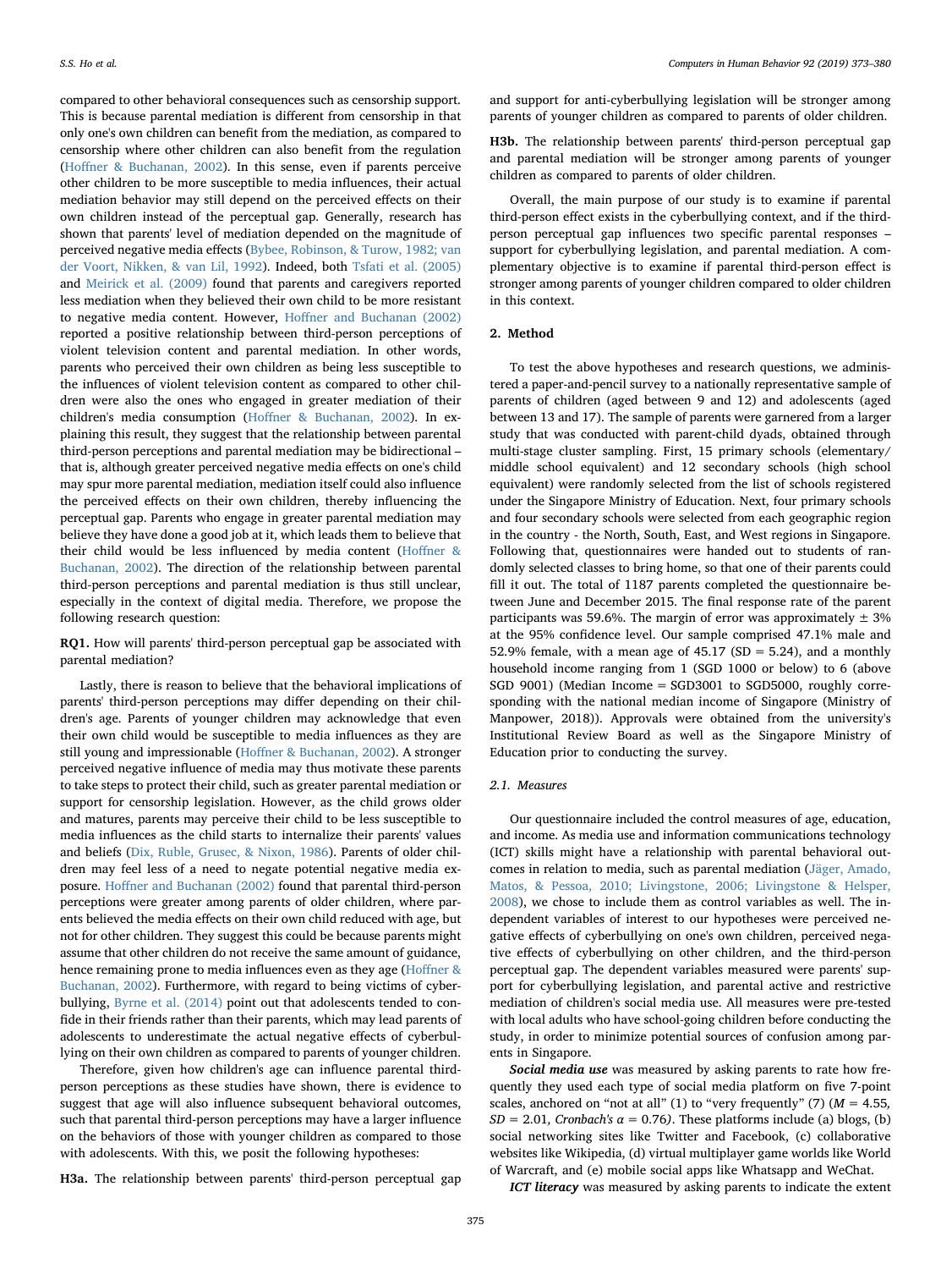compared to other behavioral consequences such as censorship support. This is because parental mediation is different from censorship in that only one's own children can benefit from the mediation, as compared to censorship where other children can also benefit from the regulation (Hoffner & Buchanan, 2002). In this sense, even if parents perceive other children to be more susceptible to media influences, their actual mediation behavior may still depend on the perceived effects on their own children instead of the perceptual gap. Generally, research has shown that parents' level of mediation depended on the magnitude of perceived negative media effects (Bybee, Robinson, & Turow, 1982; van der Voort, Nikken, & van Lil, 1992). Indeed, both Tsfati et al. (2005) and Meirick et al. (2009) found that parents and caregivers reported less mediation when they believed their own child to be more resistant to negative media content. However, Hoffner and Buchanan (2002) reported a positive relationship between third-person perceptions of violent television content and parental mediation. In other words, parents who perceived their own children as being less susceptible to the influences of violent television content as compared to other children were also the ones who engaged in greater mediation of their children's media consumption (Hoffner & Buchanan, 2002). In explaining this result, they suggest that the relationship between parental third-person perceptions and parental mediation may be bidirectional – that is, although greater perceived negative media effects on one's child may spur more parental mediation, mediation itself could also influence the perceived effects on their own children, thereby influencing the perceptual gap. Parents who engage in greater parental mediation may believe they have done a good job at it, which leads them to believe that their child would be less influenced by media content (Hoffner & Buchanan, 2002). The direction of the relationship between parental third-person perceptions and parental mediation is thus still unclear, especially in the context of digital media. Therefore, we propose the following research question:

**RQ1.** How will parents' third-person perceptual gap be associated with parental mediation?

Lastly, there is reason to believe that the behavioral implications of parents' third-person perceptions may differ depending on their children's age. Parents of younger children may acknowledge that even their own child would be susceptible to media influences as they are still young and impressionable (Hoffner & Buchanan, 2002). A stronger perceived negative influence of media may thus motivate these parents to take steps to protect their child, such as greater parental mediation or support for censorship legislation. However, as the child grows older and matures, parents may perceive their child to be less susceptible to media influences as the child starts to internalize their parents' values and beliefs (Dix, Ruble, Grusec, & Nixon, 1986). Parents of older children may feel less of a need to negate potential negative media exposure. Hoffner and Buchanan (2002) found that parental third-person perceptions were greater among parents of older children, where parents believed the media effects on their own child reduced with age, but not for other children. They suggest this could be because parents might assume that other children do not receive the same amount of guidance, hence remaining prone to media influences even as they age (Hoffner & Buchanan, 2002). Furthermore, with regard to being victims of cyberbullying, Byrne et al. (2014) point out that adolescents tended to confide in their friends rather than their parents, which may lead parents of adolescents to underestimate the actual negative effects of cyberbullying on their own children as compared to parents of younger children.

Therefore, given how children's age can influence parental third-person perceptions as these studies have shown, there is evidence to suggest that age will also influence subsequent behavioral outcomes, such that parental third-person perceptions may have a larger influence on the behaviors of those with younger children as compared to those with adolescents. With this, we posit the following hypotheses:

**H3a.** The relationship between parents' third-person perceptual gap and support for anti-cyberbullying legislation will be stronger among parents of younger children as compared to parents of older children.

**H3b.** The relationship between parents' third-person perceptual gap and parental mediation will be stronger among parents of younger children as compared to parents of older children.

Overall, the main purpose of our study is to examine if parental third-person effect exists in the cyberbullying context, and if the third-person perceptual gap influences two specific parental responses – support for cyberbullying legislation, and parental mediation. A complementary objective is to examine if parental third-person effect is stronger among parents of younger children compared to older children in this context.

## 2. Method

To test the above hypotheses and research questions, we administered a paper-and-pencil survey to a nationally representative sample of parents of children (aged between 9 and 12) and adolescents (aged between 13 and 17). The sample of parents were garnered from a larger study that was conducted with parent-child dyads, obtained through multi-stage cluster sampling. First, 15 primary schools (elementary/middle school equivalent) and 12 secondary schools (high school equivalent) were randomly selected from the list of schools registered under the Singapore Ministry of Education. Next, four primary schools and four secondary schools were selected from each geographic region in the country - the North, South, East, and West regions in Singapore. Following that, questionnaires were handed out to students of randomly selected classes to bring home, so that one of their parents could fill it out. The total of 1187 parents completed the questionnaire between June and December 2015. The final response rate of the parent participants was 59.6%. The margin of error was approximately ± 3% at the 95% confidence level. Our sample comprised 47.1% male and 52.9% female, with a mean age of 45.17 (SD = 5.24), and a monthly household income ranging from 1 (SGD 1000 or below) to 6 (above SGD 9001) (Median Income = SGD3001 to SGD5000, roughly corresponding with the national median income of Singapore (Ministry of Manpower, 2018)). Approvals were obtained from the university's Institutional Review Board as well as the Singapore Ministry of Education prior to conducting the survey.

### 2.1. Measures

Our questionnaire included the control measures of age, education, and income. As media use and information communications technology (ICT) skills might have a relationship with parental behavioral outcomes in relation to media, such as parental mediation (Jäger, Amado, Matos, & Pessoa, 2010; Livingstone, 2006; Livingstone & Helsper, 2008), we chose to include them as control variables as well. The independent variables of interest to our hypotheses were perceived negative effects of cyberbullying on one's own children, perceived negative effects of cyberbullying on other children, and the third-person perceptual gap. The dependent variables measured were parents' support for cyberbullying legislation, and parental active and restrictive mediation of children's social media use. All measures were pre-tested with local adults who have school-going children before conducting the study, in order to minimize potential sources of confusion among parents in Singapore.

***Social media use*** was measured by asking parents to rate how frequently they used each type of social media platform on five 7-point scales, anchored on "not at all" (1) to "very frequently" (7) ($M = 4.55$, $SD = 2.01$, *Cronbach's* $\alpha = 0.76$). These platforms include (a) blogs, (b) social networking sites like Twitter and Facebook, (c) collaborative websites like Wikipedia, (d) virtual multiplayer game worlds like World of Warcraft, and (e) mobile social apps like Whatsapp and WeChat.

***ICT literacy*** was measured by asking parents to indicate the extent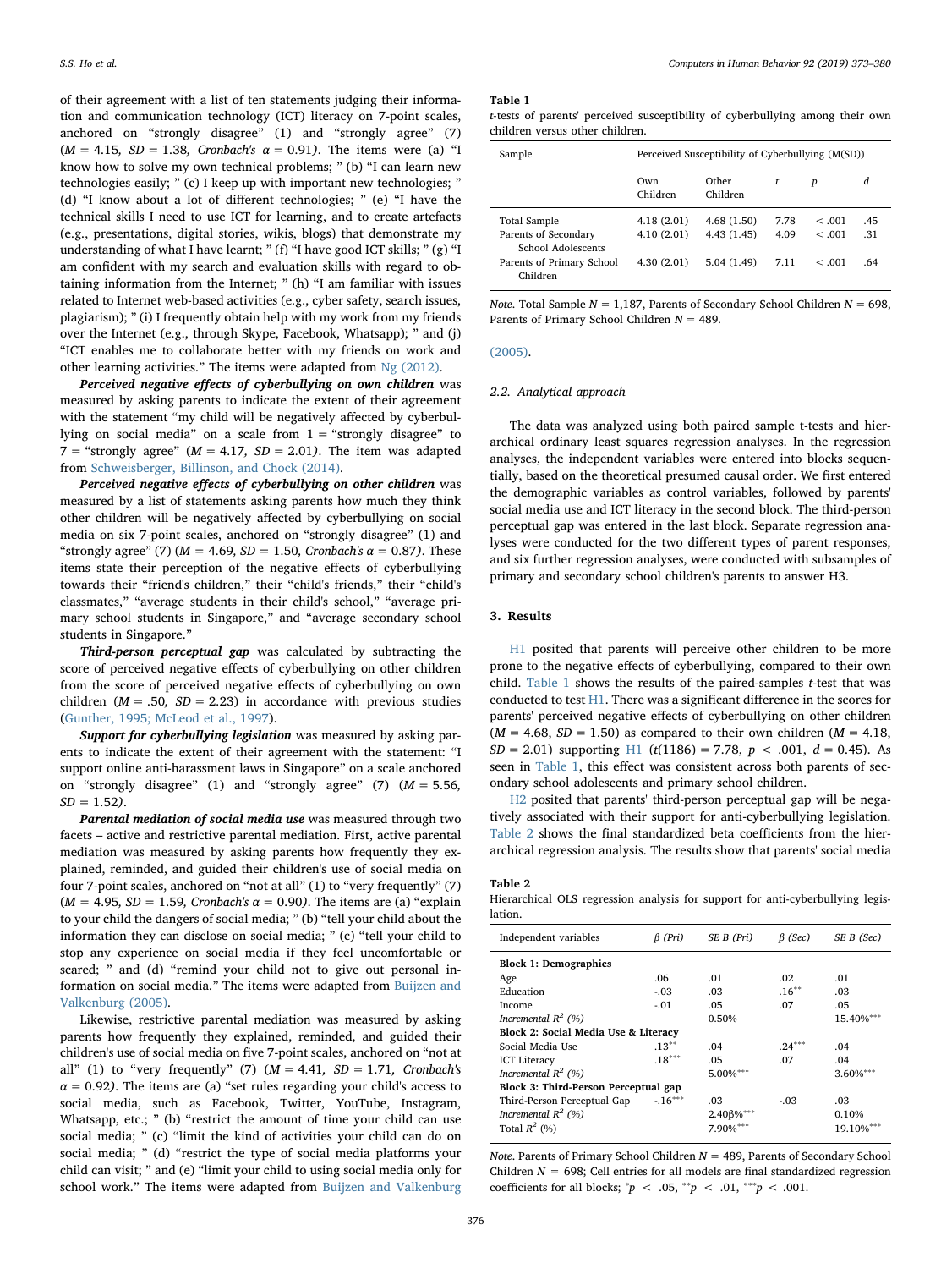of their agreement with a list of ten statements judging their information and communication technology (ICT) literacy on 7-point scales, anchored on "strongly disagree" (1) and "strongly agree" (7) (*M* = 4.15, *SD* = 1.38, *Cronbach's* $\alpha$ = 0.91). The items were (a) "I know how to solve my own technical problems; " (b) "I can learn new technologies easily; " (c) I keep up with important new technologies; " (d) "I know about a lot of different technologies; " (e) "I have the technical skills I need to use ICT for learning, and to create artefacts (e.g., presentations, digital stories, wikis, blogs) that demonstrate my understanding of what I have learnt; " (f) "I have good ICT skills; " (g) "I am confident with my search and evaluation skills with regard to obtaining information from the Internet; " (h) "I am familiar with issues related to Internet web-based activities (e.g., cyber safety, search issues, plagiarism); " (i) I frequently obtain help with my work from my friends over the Internet (e.g., through Skype, Facebook, Whatsapp); " and (j) "ICT enables me to collaborate better with my friends on work and other learning activities." The items were adapted from Ng (2012).

***Perceived negative effects of cyberbullying on own children*** was measured by asking parents to indicate the extent of their agreement with the statement "my child will be negatively affected by cyberbullying on social media" on a scale from 1 = "strongly disagree" to 7 = "strongly agree" (*M* = 4.17, *SD* = 2.01). The item was adapted from Schweisberger, Billinson, and Chock (2014).

***Perceived negative effects of cyberbullying on other children*** was measured by a list of statements asking parents how much they think other children will be negatively affected by cyberbullying on social media on six 7-point scales, anchored on "strongly disagree" (1) and "strongly agree" (7) (*M* = 4.69, *SD* = 1.50, *Cronbach's* $\alpha$ = 0.87). These items state their perception of the negative effects of cyberbullying towards their "friend's children," their "child's friends," their "child's classmates," "average students in their child's school," "average primary school students in Singapore," and "average secondary school students in Singapore."

***Third-person perceptual gap*** was calculated by subtracting the score of perceived negative effects of cyberbullying on other children from the score of perceived negative effects of cyberbullying on own children (*M* = .50, *SD* = 2.23) in accordance with previous studies (Gunther, 1995; McLeod et al., 1997).

***Support for cyberbullying legislation*** was measured by asking parents to indicate the extent of their agreement with the statement: "I support online anti-harassment laws in Singapore" on a scale anchored on "strongly disagree" (1) and "strongly agree" (7) (*M* = 5.56, *SD* = 1.52).

***Parental mediation of social media use*** was measured through two facets – active and restrictive parental mediation. First, active parental mediation was measured by asking parents how frequently they explained, reminded, and guided their children's use of social media on four 7-point scales, anchored on "not at all" (1) to "very frequently" (7) (*M* = 4.95, *SD* = 1.59, *Cronbach's* $\alpha$ = 0.90). The items are (a) "explain to your child the dangers of social media; " (b) "tell your child about the information they can disclose on social media; " (c) "tell your child to stop any experience on social media if they feel uncomfortable or scared; " and (d) "remind your child not to give out personal information on social media." The items were adapted from Buijzen and Valkenburg (2005).

Likewise, restrictive parental mediation was measured by asking parents how frequently they explained, reminded, and guided their children's use of social media on five 7-point scales, anchored on "not at all" (1) to "very frequently" (7) (*M* = 4.41, *SD* = 1.71, *Cronbach's* $\alpha$ = 0.92). The items are (a) "set rules regarding your child's access to social media, such as Facebook, Twitter, YouTube, Instagram, Whatsapp, etc.; " (b) "restrict the amount of time your child can use social media; " (c) "limit the kind of activities your child can do on social media; " (d) "restrict the type of social media platforms your child can visit; " and (e) "limit your child to using social media only for school work." The items were adapted from Buijzen and Valkenburg (2005).

**Table 1**
*t*-tests of parents' perceived susceptibility of cyberbullying among their own children versus other children.

| Sample | Perceived Susceptibility of Cyberbullying (M(SD)) | | | | |
|---|---|---|---|---|---|
| | Own Children | Other Children | *t* | *p* | *d* |
| Total Sample | 4.18 (2.01) | 4.68 (1.50) | 7.78 | < .001 | .45 |
| Parents of Secondary School Adolescents | 4.10 (2.01) | 4.43 (1.45) | 4.09 | < .001 | .31 |
| Parents of Primary School Children | 4.30 (2.01) | 5.04 (1.49) | 7.11 | < .001 | .64 |

*Note.* Total Sample *N* = 1,187, Parents of Secondary School Children *N* = 698, Parents of Primary School Children *N* = 489.

### 2.2. Analytical approach

The data was analyzed using both paired sample t-tests and hierarchical ordinary least squares regression analyses. In the regression analyses, the independent variables were entered into blocks sequentially, based on the theoretical presumed causal order. We first entered the demographic variables as control variables, followed by parents' social media use and ICT literacy in the second block. The third-person perceptual gap was entered in the last block. Separate regression analyses were conducted for the two different types of parent responses, and six further regression analyses, were conducted with subsamples of primary and secondary school children's parents to answer H3.

## 3. Results

H1 posited that parents will perceive other children to be more prone to the negative effects of cyberbullying, compared to their own child. Table 1 shows the results of the paired-samples *t*-test that was conducted to test H1. There was a significant difference in the scores for parents' perceived negative effects of cyberbullying on other children (*M* = 4.68, *SD* = 1.50) as compared to their own children (*M* = 4.18, *SD* = 2.01) supporting H1 ($t(1186) = 7.78$, $p < .001$, $d = 0.45$). As seen in Table 1, this effect was consistent across both parents of secondary school adolescents and primary school children.

H2 posited that parents' third-person perceptual gap will be negatively associated with their support for anti-cyberbullying legislation. Table 2 shows the final standardized beta coefficients from the hierarchical regression analysis. The results show that parents' social media

**Table 2**
Hierarchical OLS regression analysis for support for anti-cyberbullying legislation.

| Independent variables | $\beta$ (Pri) | SE B (Pri) | $\beta$ (Sec) | SE B (Sec) |
|---|---|---|---|---|
| **Block 1: Demographics** | | | | |
| Age | .06 | .01 | .02 | .01 |
| Education | -.03 | .03 | .16** | .03 |
| Income | -.01 | .05 | .07 | .05 |
| *Incremental $R^2$ (%)* | | 0.50% | | 15.40%*** |
| **Block 2: Social Media Use & Literacy** | | | | |
| Social Media Use | .13** | .04 | .24*** | .04 |
| ICT Literacy | .18*** | .05 | .07 | .04 |
| *Incremental $R^2$ (%)* | | 5.00%*** | | 3.60%*** |
| **Block 3: Third-Person Perceptual gap** | | | | |
| Third-Person Perceptual Gap | -.16*** | .03 | -.03 | .03 |
| *Incremental $R^2$ (%)* | | 2.40β%*** | | 0.10% |
| Total $R^2$ (%) | | 7.90%*** | | 19.10%*** |

*Note.* Parents of Primary School Children *N* = 489, Parents of Secondary School Children *N* = 698; Cell entries for all models are final standardized regression coefficients for all blocks; *$p < .05$, **$p < .01$, ***$p < .001$.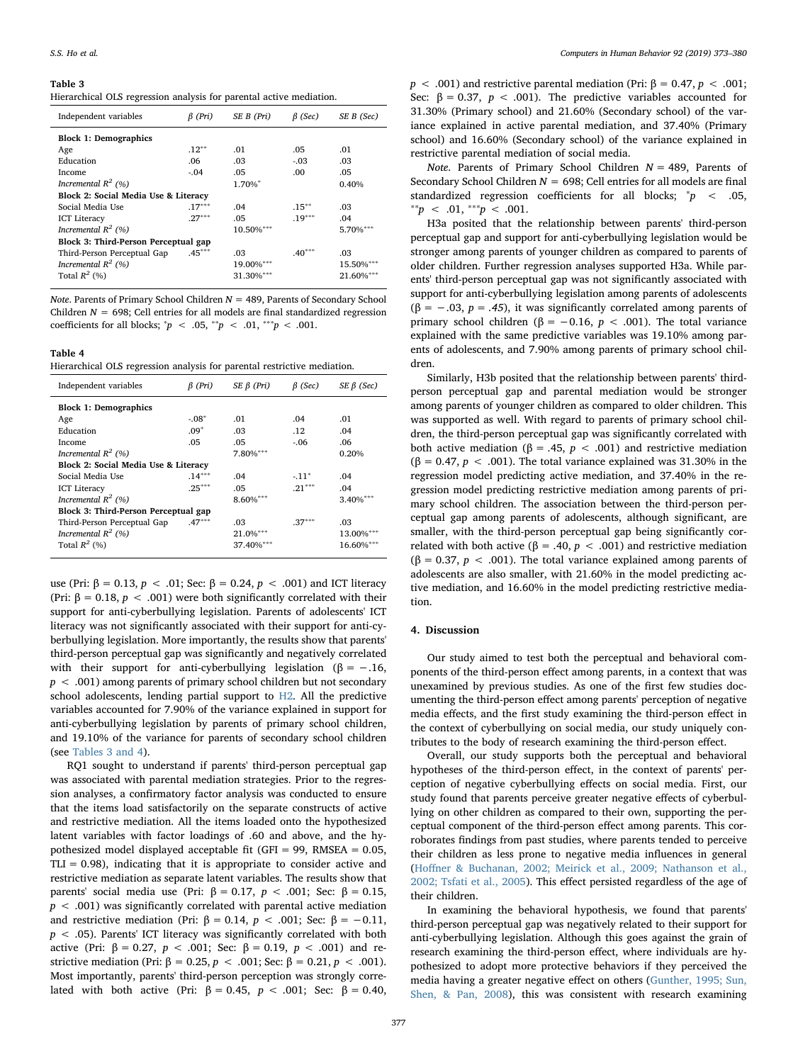**Table 3**
Hierarchical OLS regression analysis for parental active mediation.

| Independent variables | β (Pri) | SE B (Pri) | β (Sec) | SE B (Sec) |
|---|---|---|---|---|
| **Block 1: Demographics** | | | | |
| Age | .12** | .01 | .05 | .01 |
| Education | .06 | .03 | -.03 | .03 |
| Income | -.04 | .05 | .00 | .05 |
| *Incremental $R^2$ (%)* | | 1.70%* | | 0.40% |
| **Block 2: Social Media Use & Literacy** | | | | |
| Social Media Use | .17*** | .04 | .15** | .03 |
| ICT Literacy | .27*** | .05 | .19*** | .04 |
| *Incremental $R^2$ (%)* | | 10.50%*** | | 5.70%*** |
| **Block 3: Third-Person Perceptual gap** | | | | |
| Third-Person Perceptual Gap | .45*** | .03 | .40*** | .03 |
| *Incremental $R^2$ (%)* | | 19.00%*** | | 15.50%*** |
| Total $R^2$ (%) | | 31.30%*** | | 21.60%*** |

*Note*. Parents of Primary School Children $N = 489$, Parents of Secondary School Children $N = 698$; Cell entries for all models are final standardized regression coefficients for all blocks; $^{*}p < .05$, $^{**}p < .01$, $^{***}p < .001$.

**Table 4**
Hierarchical OLS regression analysis for parental restrictive mediation.

| Independent variables | β (Pri) | SE β (Pri) | β (Sec) | SE β (Sec) |
|---|---|---|---|---|
| **Block 1: Demographics** | | | | |
| Age | -.08* | .01 | .04 | .01 |
| Education | .09* | .03 | .12 | .04 |
| Income | .05 | .05 | -.06 | .06 |
| *Incremental $R^2$ (%)* | | 7.80%*** | | 0.20% |
| **Block 2: Social Media Use & Literacy** | | | | |
| Social Media Use | .14*** | .04 | -.11* | .04 |
| ICT Literacy | .25*** | .05 | .21*** | .04 |
| *Incremental $R^2$ (%)* | | 8.60%*** | | 3.40%*** |
| **Block 3: Third-Person Perceptual gap** | | | | |
| Third-Person Perceptual Gap | .47*** | .03 | .37*** | .03 |
| *Incremental $R^2$ (%)* | | 21.0%*** | | 13.00%*** |
| Total $R^2$ (%) | | 37.40%*** | | 16.60%*** |

*Note*. Parents of Primary School Children $N = 489$, Parents of Secondary School Children $N = 698$; Cell entries for all models are final standardized regression coefficients for all blocks; $^{*}p < .05$, $^{**}p < .01$, $^{***}p < .001$.

use (Pri: β = 0.13, $p < .01$; Sec: β = 0.24, $p < .001$) and ICT literacy (Pri: β = 0.18, $p < .001$) were both significantly correlated with their support for anti-cyberbullying legislation. Parents of adolescents' ICT literacy was not significantly associated with their support for anti-cyberbullying legislation. More importantly, the results show that parents' third-person perceptual gap was significantly and negatively correlated with their support for anti-cyberbullying legislation (β = −.16, $p < .001$) among parents of primary school children but not secondary school adolescents, lending partial support to H2. All the predictive variables accounted for 7.90% of the variance explained in support for anti-cyberbullying legislation by parents of primary school children, and 19.10% of the variance for parents of secondary school children (see Tables 3 and 4).

RQ1 sought to understand if parents' third-person perceptual gap was associated with parental mediation strategies. Prior to the regression analyses, a confirmatory factor analysis was conducted to ensure that the items load satisfactorily on the separate constructs of active and restrictive mediation. All the items loaded onto the hypothesized latent variables with factor loadings of .60 and above, and the hypothesized model displayed acceptable fit (GFI = 99, RMSEA = 0.05, TLI = 0.98), indicating that it is appropriate to consider active and restrictive mediation as separate latent variables. The results show that parents' social media use (Pri: β = 0.17, $p < .001$; Sec: β = 0.15, $p < .001$) was significantly correlated with parental active mediation and restrictive mediation (Pri: β = 0.14, $p < .001$; Sec: β = −0.11, $p < .05$). Parents' ICT literacy was significantly correlated with both active (Pri: β = 0.27, $p < .001$; Sec: β = 0.19, $p < .001$) and restrictive mediation (Pri: β = 0.25, $p < .001$; Sec: β = 0.21, $p < .001$). Most importantly, parents' third-person perception was strongly correlated with both active (Pri: β = 0.45, $p < .001$; Sec: β = 0.40, $p < .001$) and restrictive parental mediation (Pri: β = 0.47, $p < .001$; Sec: β = 0.37, $p < .001$). The predictive variables accounted for 31.30% (Primary school) and 21.60% (Secondary school) of the variance explained in active parental mediation, and 37.40% (Primary school) and 16.60% (Secondary school) of the variance explained in restrictive parental mediation of social media.

*Note*. Parents of Primary School Children $N = 489$, Parents of Secondary School Children $N = 698$; Cell entries for all models are final standardized regression coefficients for all blocks; $^{*}p < .05$, $^{**}p < .01$, $^{***}p < .001$.

H3a posited that the relationship between parents' third-person perceptual gap and support for anti-cyberbullying legislation would be stronger among parents of younger children as compared to parents of older children. Further regression analyses supported H3a. While parents' third-person perceptual gap was not significantly associated with support for anti-cyberbullying legislation among parents of adolescents (β = −.03, $p = .45$), it was significantly correlated among parents of primary school children (β = −0.16, $p < .001$). The total variance explained with the same predictive variables was 19.10% among parents of adolescents, and 7.90% among parents of primary school children.

Similarly, H3b posited that the relationship between parents' third-person perceptual gap and parental mediation would be stronger among parents of younger children as compared to older children. This was supported as well. With regard to parents of primary school children, the third-person perceptual gap was significantly correlated with both active mediation (β = .45, $p < .001$) and restrictive mediation (β = 0.47, $p < .001$). The total variance explained was 31.30% in the regression model predicting active mediation, and 37.40% in the regression model predicting restrictive mediation among parents of primary school children. The association between the third-person perceptual gap among parents of adolescents, although significant, are smaller, with the third-person perceptual gap being significantly correlated with both active (β = .40, $p < .001$) and restrictive mediation (β = 0.37, $p < .001$). The total variance explained among parents of adolescents are also smaller, with 21.60% in the model predicting active mediation, and 16.60% in the model predicting restrictive mediation.

## 4. Discussion

Our study aimed to test both the perceptual and behavioral components of the third-person effect among parents, in a context that was unexamined by previous studies. As one of the first few studies documenting the third-person effect among parents' perception of negative media effects, and the first study examining the third-person effect in the context of cyberbullying on social media, our study uniquely contributes to the body of research examining the third-person effect.

Overall, our study supports both the perceptual and behavioral hypotheses of the third-person effect, in the context of parents' perception of negative cyberbullying effects on social media. First, our study found that parents perceive greater negative effects of cyberbullying on other children as compared to their own, supporting the perceptual component of the third-person effect among parents. This corroborates findings from past studies, where parents tended to perceive their children as less prone to negative media influences in general (Hoffner & Buchanan, 2002; Meirick et al., 2009; Nathanson et al., 2002; Tsfati et al., 2005). This effect persisted regardless of the age of their children.

In examining the behavioral hypothesis, we found that parents' third-person perceptual gap was negatively related to their support for anti-cyberbullying legislation. Although this goes against the grain of research examining the third-person effect, where individuals are hypothesized to adopt more protective behaviors if they perceived the media having a greater negative effect on others (Gunther, 1995; Sun, Shen, & Pan, 2008), this was consistent with research examining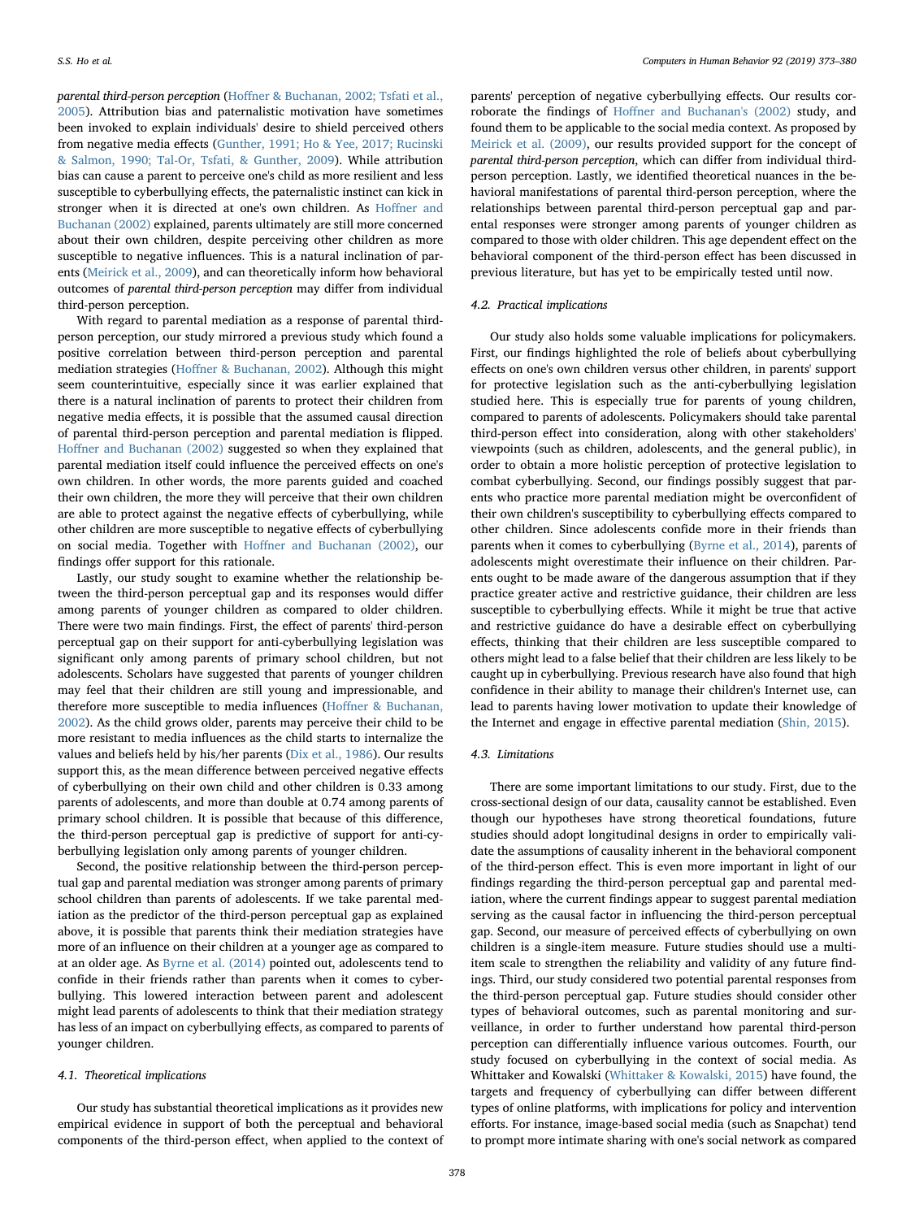*parental third-person perception* (Hoffner & Buchanan, 2002; Tsfati et al., 2005). Attribution bias and paternalistic motivation have sometimes been invoked to explain individuals' desire to shield perceived others from negative media effects (Gunther, 1991; Ho & Yee, 2017; Rucinski & Salmon, 1990; Tal-Or, Tsfati, & Gunther, 2009). While attribution bias can cause a parent to perceive one's child as more resilient and less susceptible to cyberbullying effects, the paternalistic instinct can kick in stronger when it is directed at one's own children. As Hoffner and Buchanan (2002) explained, parents ultimately are still more concerned about their own children, despite perceiving other children as more susceptible to negative influences. This is a natural inclination of parents (Meirick et al., 2009), and can theoretically inform how behavioral outcomes of *parental third-person perception* may differ from individual third-person perception.

With regard to parental mediation as a response of parental third-person perception, our study mirrored a previous study which found a positive correlation between third-person perception and parental mediation strategies (Hoffner & Buchanan, 2002). Although this might seem counterintuitive, especially since it was earlier explained that there is a natural inclination of parents to protect their children from negative media effects, it is possible that the assumed causal direction of parental third-person perception and parental mediation is flipped. Hoffner and Buchanan (2002) suggested so when they explained that parental mediation itself could influence the perceived effects on one's own children. In other words, the more parents guided and coached their own children, the more they will perceive that their own children are able to protect against the negative effects of cyberbullying, while other children are more susceptible to negative effects of cyberbullying on social media. Together with Hoffner and Buchanan (2002), our findings offer support for this rationale.

Lastly, our study sought to examine whether the relationship between the third-person perceptual gap and its responses would differ among parents of younger children as compared to older children. There were two main findings. First, the effect of parents' third-person perceptual gap on their support for anti-cyberbullying legislation was significant only among parents of primary school children, but not adolescents. Scholars have suggested that parents of younger children may feel that their children are still young and impressionable, and therefore more susceptible to media influences (Hoffner & Buchanan, 2002). As the child grows older, parents may perceive their child to be more resistant to media influences as the child starts to internalize the values and beliefs held by his/her parents (Dix et al., 1986). Our results support this, as the mean difference between perceived negative effects of cyberbullying on their own child and other children is 0.33 among parents of adolescents, and more than double at 0.74 among parents of primary school children. It is possible that because of this difference, the third-person perceptual gap is predictive of support for anti-cyberbullying legislation only among parents of younger children.

Second, the positive relationship between the third-person perceptual gap and parental mediation was stronger among parents of primary school children than parents of adolescents. If we take parental mediation as the predictor of the third-person perceptual gap as explained above, it is possible that parents think their mediation strategies have more of an influence on their children at a younger age as compared to at an older age. As Byrne et al. (2014) pointed out, adolescents tend to confide in their friends rather than parents when it comes to cyberbullying. This lowered interaction between parent and adolescent might lead parents of adolescents to think that their mediation strategy has less of an impact on cyberbullying effects, as compared to parents of younger children.

### 4.1. Theoretical implications

Our study has substantial theoretical implications as it provides new empirical evidence in support of both the perceptual and behavioral components of the third-person effect, when applied to the context of parents' perception of negative cyberbullying effects. Our results corroborate the findings of Hoffner and Buchanan's (2002) study, and found them to be applicable to the social media context. As proposed by Meirick et al. (2009), our results provided support for the concept of *parental third-person perception*, which can differ from individual third-person perception. Lastly, we identified theoretical nuances in the behavioral manifestations of parental third-person perception, where the relationships between parental third-person perceptual gap and parental responses were stronger among parents of younger children as compared to those with older children. This age dependent effect on the behavioral component of the third-person effect has been discussed in previous literature, but has yet to be empirically tested until now.

### 4.2. Practical implications

Our study also holds some valuable implications for policymakers. First, our findings highlighted the role of beliefs about cyberbullying effects on one's own children versus other children, in parents' support for protective legislation such as the anti-cyberbullying legislation studied here. This is especially true for parents of young children, compared to parents of adolescents. Policymakers should take parental third-person effect into consideration, along with other stakeholders' viewpoints (such as children, adolescents, and the general public), in order to obtain a more holistic perception of protective legislation to combat cyberbullying. Second, our findings possibly suggest that parents who practice more parental mediation might be overconfident of their own children's susceptibility to cyberbullying effects compared to other children. Since adolescents confide more in their friends than parents when it comes to cyberbullying (Byrne et al., 2014), parents of adolescents might overestimate their influence on their children. Parents ought to be made aware of the dangerous assumption that if they practice greater active and restrictive guidance, their children are less susceptible to cyberbullying effects. While it might be true that active and restrictive guidance do have a desirable effect on cyberbullying effects, thinking that their children are less susceptible compared to others might lead to a false belief that their children are less likely to be caught up in cyberbullying. Previous research have also found that high confidence in their ability to manage their children's Internet use, can lead to parents having lower motivation to update their knowledge of the Internet and engage in effective parental mediation (Shin, 2015).

### 4.3. Limitations

There are some important limitations to our study. First, due to the cross-sectional design of our data, causality cannot be established. Even though our hypotheses have strong theoretical foundations, future studies should adopt longitudinal designs in order to empirically validate the assumptions of causality inherent in the behavioral component of the third-person effect. This is even more important in light of our findings regarding the third-person perceptual gap and parental mediation, where the current findings appear to suggest parental mediation serving as the causal factor in influencing the third-person perceptual gap. Second, our measure of perceived effects of cyberbullying on own children is a single-item measure. Future studies should use a multi-item scale to strengthen the reliability and validity of any future findings. Third, our study considered two potential parental responses from the third-person perceptual gap. Future studies should consider other types of behavioral outcomes, such as parental monitoring and surveillance, in order to further understand how parental third-person perception can differentially influence various outcomes. Fourth, our study focused on cyberbullying in the context of social media. As Whittaker and Kowalski (Whittaker & Kowalski, 2015) have found, the targets and frequency of cyberbullying can differ between different types of online platforms, with implications for policy and intervention efforts. For instance, image-based social media (such as Snapchat) tend to prompt more intimate sharing with one's social network as compared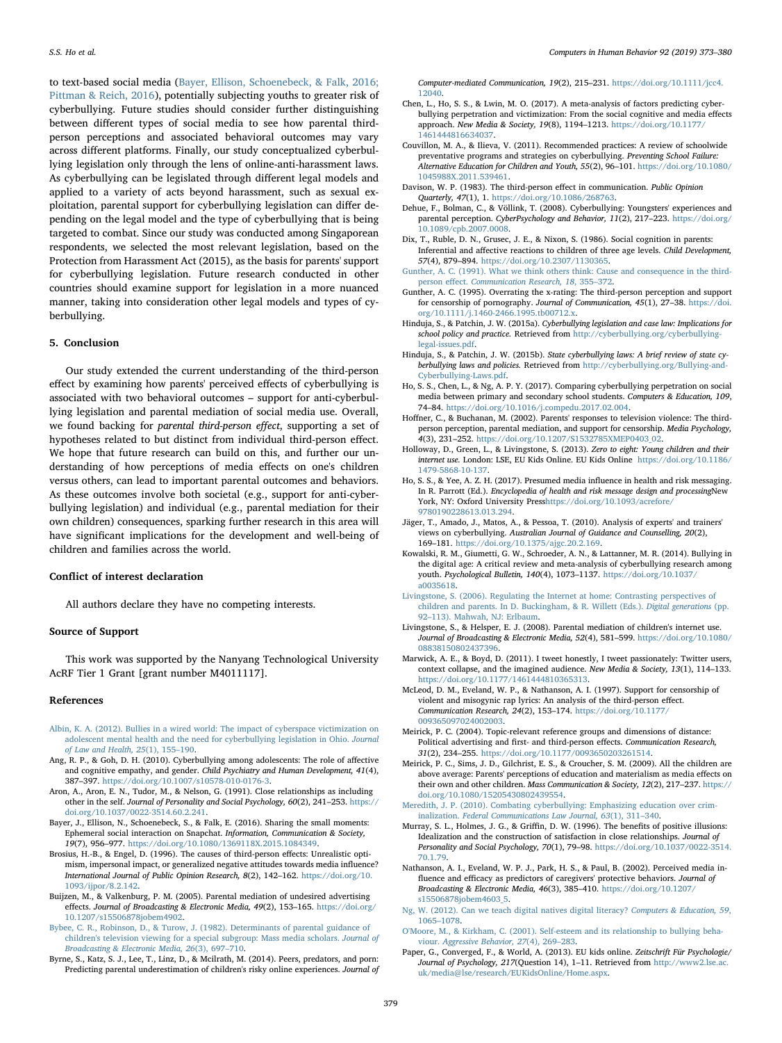to text-based social media (Bayer, Ellison, Schoenebeck, & Falk, 2016; Pittman & Reich, 2016), potentially subjecting youths to greater risk of cyberbullying. Future studies should consider further distinguishing between different types of social media to see how parental third-person perceptions and associated behavioral outcomes may vary across different platforms. Finally, our study conceptualized cyberbullying legislation only through the lens of online-anti-harassment laws. As cyberbullying can be legislated through different legal models and applied to a variety of acts beyond harassment, such as sexual exploitation, parental support for cyberbullying legislation can differ depending on the legal model and the type of cyberbullying that is being targeted to combat. Since our study was conducted among Singaporean respondents, we selected the most relevant legislation, based on the Protection from Harassment Act (2015), as the basis for parents' support for cyberbullying legislation. Future research conducted in other countries should examine support for legislation in a more nuanced manner, taking into consideration other legal models and types of cyberbullying.

## 5. Conclusion

Our study extended the current understanding of the third-person effect by examining how parents' perceived effects of cyberbullying is associated with two behavioral outcomes – support for anti-cyberbullying legislation and parental mediation of social media use. Overall, we found backing for *parental third-person effect*, supporting a set of hypotheses related to but distinct from individual third-person effect. We hope that future research can build on this, and further our understanding of how perceptions of media effects on one's children versus others, can lead to important parental outcomes and behaviors. As these outcomes involve both societal (e.g., support for anti-cyberbullying legislation) and individual (e.g., parental mediation for their own children) consequences, sparking further research in this area will have significant implications for the development and well-being of children and families across the world.

### Conflict of interest declaration

All authors declare they have no competing interests.

### Source of Support

This work was supported by the Nanyang Technological University AcRF Tier 1 Grant [grant number M4011117].

## References

Albin, K. A. (2012). Bullies in a wired world: The impact of cyberspace victimization on adolescent mental health and the need for cyberbullying legislation in Ohio. *Journal of Law and Health, 25*(1), 155–190.

Ang, R. P., & Goh, D. H. (2010). Cyberbullying among adolescents: The role of affective and cognitive empathy, and gender. *Child Psychiatry and Human Development, 41*(4), 387–397. https://doi.org/10.1007/s10578-010-0176-3.

Aron, A., Aron, E. N., Tudor, M., & Nelson, G. (1991). Close relationships as including other in the self. *Journal of Personality and Social Psychology, 60*(2), 241–253. https://doi.org/10.1037/0022-3514.60.2.241.

Bayer, J., Ellison, N., Schoenebeck, S., & Falk, E. (2016). Sharing the small moments: Ephemeral social interaction on Snapchat. *Information, Communication & Society, 19*(7), 956–977. https://doi.org/10.1080/1369118X.2015.1084349.

Brosius, H.-B., & Engel, D. (1996). The causes of third-person effects: Unrealistic optimism, impersonal impact, or generalized negative attitudes towards media influence? *International Journal of Public Opinion Research, 8*(2), 142–162. https://doi.org/10.1093/ijpor/8.2.142.

Buijzen, M., & Valkenburg, P. M. (2005). Parental mediation of undesired advertising effects. *Journal of Broadcasting & Electronic Media, 49*(2), 153–165. https://doi.org/10.1207/s15506878jobem4902.

Bybee, C. R., Robinson, D., & Turow, J. (1982). Determinants of parental guidance of children's television viewing for a special subgroup: Mass media scholars. *Journal of Broadcasting & Electronic Media, 26*(3), 697–710.

Byrne, S., Katz, S. J., Lee, T., Linz, D., & Mcilrath, M. (2014). Peers, predators, and porn: Predicting parental underestimation of children's risky online experiences. *Journal of Computer-mediated Communication, 19*(2), 215–231. https://doi.org/10.1111/jcc4.12040.

Chen, L., Ho, S. S., & Lwin, M. O. (2017). A meta-analysis of factors predicting cyberbullying perpetration and victimization: From the social cognitive and media effects approach. *New Media & Society, 19*(8), 1194–1213. https://doi.org/10.1177/1461444816634037.

Couvillon, M. A., & Ilieva, V. (2011). Recommended practices: A review of schoolwide preventative programs and strategies on cyberbullying. *Preventing School Failure: Alternative Education for Children and Youth, 55*(2), 96–101. https://doi.org/10.1080/1045988X.2011.539461.

Davison, W. P. (1983). The third-person effect in communication. *Public Opinion Quarterly, 47*(1), 1. https://doi.org/10.1086/268763.

Dehue, F., Bolman, C., & Völlink, T. (2008). Cyberbullying: Youngsters' experiences and parental perception. *CyberPsychology and Behavior, 11*(2), 217–223. https://doi.org/10.1089/cpb.2007.0008.

Dix, T., Ruble, D. N., Grusec, J. E., & Nixon, S. (1986). Social cognition in parents: Inferential and affective reactions to children of three age levels. *Child Development, 57*(4), 879–894. https://doi.org/10.2307/1130365.

Gunther, A. C. (1991). What we think others think: Cause and consequence in the third-person effect. *Communication Research, 18*, 355–372.

Gunther, A. C. (1995). Overrating the x-rating: The third-person perception and support for censorship of pornography. *Journal of Communication, 45*(1), 27–38. https://doi.org/10.1111/j.1460-2466.1995.tb00712.x.

Hinduja, S., & Patchin, J. W. (2015a). *Cyberbullying legislation and case law: Implications for school policy and practice.* Retrieved from http://cyberbullying.org/cyberbullying-legal-issues.pdf.

Hinduja, S., & Patchin, J. W. (2015b). *State cyberbullying laws: A brief review of state cyberbullying laws and policies.* Retrieved from http://cyberbullying.org/Bullying-and-Cyberbullying-Laws.pdf.

Ho, S. S., Chen, L., & Ng, A. P. Y. (2017). Comparing cyberbullying perpetration on social media between primary and secondary school students. *Computers & Education, 109*, 74–84. https://doi.org/10.1016/j.compedu.2017.02.004.

Hoffner, C., & Buchanan, M. (2002). Parents' responses to television violence: The third-person perception, parental mediation, and support for censorship. *Media Psychology, 4*(3), 231–252. https://doi.org/10.1207/S1532785XMEP0403_02.

Holloway, D., Green, L., & Livingstone, S. (2013). *Zero to eight: Young children and their internet use.* London: LSE, EU Kids Online. EU Kids Online https://doi.org/10.1186/1479-5868-10-137.

Ho, S. S., & Yee, A. Z. H. (2017). Presumed media influence in health and risk messaging. In R. Parrott (Ed.). *Encyclopedia of health and risk message design and processing*New York, NY: Oxford University Presshttps://doi.org/10.1093/acrefore/9780190228613.013.294.

Jäger, T., Amado, J., Matos, A., & Pessoa, T. (2010). Analysis of experts' and trainers' views on cyberbullying. *Australian Journal of Guidance and Counselling, 20*(2), 169–181. https://doi.org/10.1375/ajgc.20.2.169.

Kowalski, R. M., Giumetti, G. W., Schroeder, A. N., & Lattanner, M. R. (2014). Bullying in the digital age: A critical review and meta-analysis of cyberbullying research among youth. *Psychological Bulletin, 140*(4), 1073–1137. https://doi.org/10.1037/a0035618.

Livingstone, S. (2006). Regulating the Internet at home: Contrasting perspectives of children and parents. In D. Buckingham, & R. Willett (Eds.). *Digital generations* (pp. 92–113). Mahwah, NJ: Erlbaum.

Livingstone, S., & Helsper, E. J. (2008). Parental mediation of children's internet use. *Journal of Broadcasting & Electronic Media, 52*(4), 581–599. https://doi.org/10.1080/08838150802437396.

Marwick, A. E., & Boyd, D. (2011). I tweet honestly, I tweet passionately: Twitter users, context collapse, and the imagined audience. *New Media & Society, 13*(1), 114–133. https://doi.org/10.1177/1461444810365313.

McLeod, D. M., Eveland, W. P., & Nathanson, A. I. (1997). Support for censorship of violent and misogynic rap lyrics: An analysis of the third-person effect. *Communication Research, 24*(2), 153–174. https://doi.org/10.1177/009365097024002003.

Meirick, P. C. (2004). Topic-relevant reference groups and dimensions of distance: Political advertising and first- and third-person effects. *Communication Research, 31*(2), 234–255. https://doi.org/10.1177/0093650203261514.

Meirick, P. C., Sims, J. D., Gilchrist, E. S., & Croucher, S. M. (2009). All the children are above average: Parents' perceptions of education and materialism as media effects on their own and other children. *Mass Communication & Society, 12*(2), 217–237. https://doi.org/10.1080/15205430802439554.

Meredith, J. P. (2010). Combating cyberbullying: Emphasizing education over criminalization. *Federal Communications Law Journal, 63*(1), 311–340.

Murray, S. L., Holmes, J. G., & Griffin, D. W. (1996). The benefits of positive illusions: Idealization and the construction of satisfaction in close relationships. *Journal of Personality and Social Psychology, 70*(1), 79–98. https://doi.org/10.1037/0022-3514.70.1.79.

Nathanson, A. I., Eveland, W. P. J., Park, H. S., & Paul, B. (2002). Perceived media influence and efficacy as predictors of caregivers' protective behaviors. *Journal of Broadcasting & Electronic Media, 46*(3), 385–410. https://doi.org/10.1207/s15506878jobem4603_5.

Ng, W. (2012). Can we teach digital natives digital literacy? *Computers & Education, 59*, 1065–1078.

O'Moore, M., & Kirkham, C. (2001). Self-esteem and its relationship to bullying behaviour. *Aggressive Behavior, 27*(4), 269–283.

Paper, G., Converged, F., & World, A. (2013). EU kids online. *Zeitschrift Für Psychologie/Journal of Psychology, 217*(Question 14), 1–11. Retrieved from http://www2.lse.ac.uk/media@lse/research/EUKidsOnline/Home.aspx.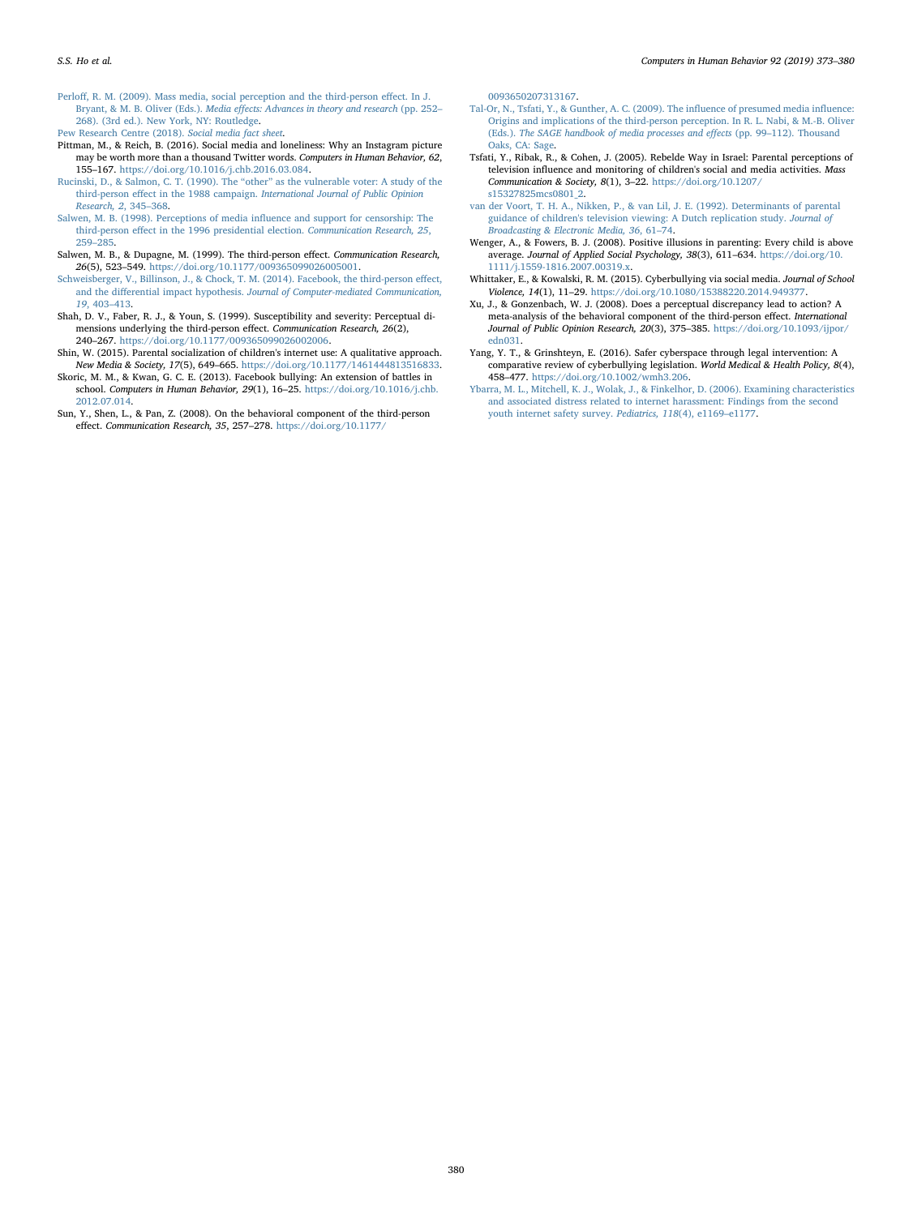Perloff, R. M. (2009). Mass media, social perception and the third-person effect. In J. Bryant, & M. B. Oliver (Eds.). *Media effects: Advances in theory and research* (pp. 252–268). (3rd ed.). New York, NY: Routledge.

Pew Research Centre (2018). *Social media fact sheet*.

Pittman, M., & Reich, B. (2016). Social media and loneliness: Why an Instagram picture may be worth more than a thousand Twitter words. *Computers in Human Behavior, 62*, 155–167. https://doi.org/10.1016/j.chb.2016.03.084.

Rucinski, D., & Salmon, C. T. (1990). The "other" as the vulnerable voter: A study of the third-person effect in the 1988 campaign. *International Journal of Public Opinion Research, 2*, 345–368.

Salwen, M. B. (1998). Perceptions of media influence and support for censorship: The third-person effect in the 1996 presidential election. *Communication Research, 25*, 259–285.

Salwen, M. B., & Dupagne, M. (1999). The third-person effect. *Communication Research, 26*(5), 523–549. https://doi.org/10.1177/009365099026005001.

Schweisberger, V., Billinson, J., & Chock, T. M. (2014). Facebook, the third-person effect, and the differential impact hypothesis. *Journal of Computer-mediated Communication, 19*, 403–413.

Shah, D. V., Faber, R. J., & Youn, S. (1999). Susceptibility and severity: Perceptual dimensions underlying the third-person effect. *Communication Research, 26*(2), 240–267. https://doi.org/10.1177/009365099026002006.

Shin, W. (2015). Parental socialization of children's internet use: A qualitative approach. *New Media & Society, 17*(5), 649–665. https://doi.org/10.1177/1461444813516833.

Skoric, M. M., & Kwan, G. C. E. (2013). Facebook bullying: An extension of battles in school. *Computers in Human Behavior, 29*(1), 16–25. https://doi.org/10.1016/j.chb.2012.07.014.

Sun, Y., Shen, L., & Pan, Z. (2008). On the behavioral component of the third-person effect. *Communication Research, 35*, 257–278. https://doi.org/10.1177/0093650207313167.

Tal-Or, N., Tsfati, Y., & Gunther, A. C. (2009). The influence of presumed media influence: Origins and implications of the third-person perception. In R. L. Nabi, & M.-B. Oliver (Eds.). *The SAGE handbook of media processes and effects* (pp. 99–112). Thousand Oaks, CA: Sage.

Tsfati, Y., Ribak, R., & Cohen, J. (2005). Rebelde Way in Israel: Parental perceptions of television influence and monitoring of children's social and media activities. *Mass Communication & Society, 8*(1), 3–22. https://doi.org/10.1207/s15327825mcs0801_2.

van der Voort, T. H. A., Nikken, P., & van Lil, J. E. (1992). Determinants of parental guidance of children's television viewing: A Dutch replication study. *Journal of Broadcasting & Electronic Media, 36*, 61–74.

Wenger, A., & Fowers, B. J. (2008). Positive illusions in parenting: Every child is above average. *Journal of Applied Social Psychology, 38*(3), 611–634. https://doi.org/10.1111/j.1559-1816.2007.00319.x.

Whittaker, E., & Kowalski, R. M. (2015). Cyberbullying via social media. *Journal of School Violence, 14*(1), 11–29. https://doi.org/10.1080/15388220.2014.949377.

Xu, J., & Gonzenbach, W. J. (2008). Does a perceptual discrepancy lead to action? A meta-analysis of the behavioral component of the third-person effect. *International Journal of Public Opinion Research, 20*(3), 375–385. https://doi.org/10.1093/ijpor/edn031.

Yang, Y. T., & Grinshteyn, E. (2016). Safer cyberspace through legal intervention: A comparative review of cyberbullying legislation. *World Medical & Health Policy, 8*(4), 458–477. https://doi.org/10.1002/wmh3.206.

Ybarra, M. L., Mitchell, K. J., Wolak, J., & Finkelhor, D. (2006). Examining characteristics and associated distress related to internet harassment: Findings from the second youth internet safety survey. *Pediatrics, 118*(4), e1169–e1177.